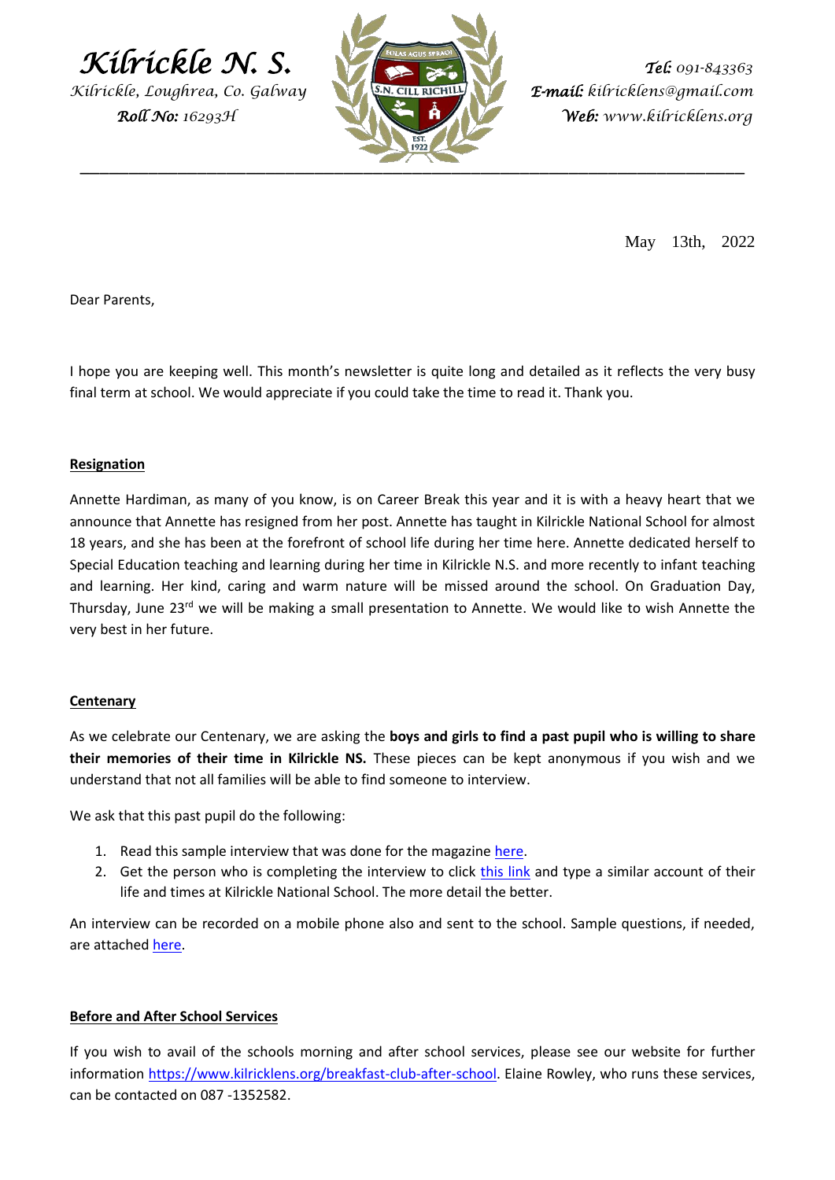# Kilrickle N. S.

*Kilrickle, Loughrea, Co. Galway*

***Roll No:*** *16293H*

***Tel:*** *091-843363*

***E-mail:*** *kilricklens@gmail.com*

***Web:*** *www.kilricklens.org*

---

May 13th, 2022

Dear Parents,

I hope you are keeping well. This month's newsletter is quite long and detailed as it reflects the very busy final term at school. We would appreciate if you could take the time to read it. Thank you.

**Resignation**

Annette Hardiman, as many of you know, is on Career Break this year and it is with a heavy heart that we announce that Annette has resigned from her post. Annette has taught in Kilrickle National School for almost 18 years, and she has been at the forefront of school life during her time here. Annette dedicated herself to Special Education teaching and learning during her time in Kilrickle N.S. and more recently to infant teaching and learning. Her kind, caring and warm nature will be missed around the school. On Graduation Day, Thursday, June 23rd we will be making a small presentation to Annette. We would like to wish Annette the very best in her future.

**Centenary**

As we celebrate our Centenary, we are asking the **boys and girls to find a past pupil who is willing to share their memories of their time in Kilrickle NS.** These pieces can be kept anonymous if you wish and we understand that not all families will be able to find someone to interview.

We ask that this past pupil do the following:

1. Read this sample interview that was done for the magazine here.
2. Get the person who is completing the interview to click this link and type a similar account of their life and times at Kilrickle National School. The more detail the better.

An interview can be recorded on a mobile phone also and sent to the school. Sample questions, if needed, are attached here.

**Before and After School Services**

If you wish to avail of the schools morning and after school services, please see our website for further information https://www.kilricklens.org/breakfast-club-after-school. Elaine Rowley, who runs these services, can be contacted on 087 -1352582.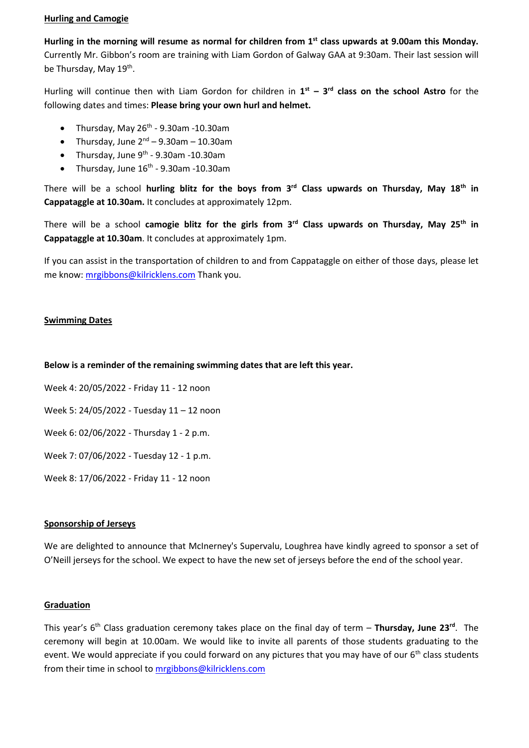## Hurling and Camogie

**Hurling in the morning will resume as normal for children from 1st class upwards at 9.00am this Monday.** Currently Mr. Gibbon's room are training with Liam Gordon of Galway GAA at 9:30am. Their last session will be Thursday, May 19th.

Hurling will continue then with Liam Gordon for children in **1st – 3rd class on the school Astro** for the following dates and times: **Please bring your own hurl and helmet.**

- Thursday, May 26th - 9.30am -10.30am
- Thursday, June 2nd – 9.30am – 10.30am
- Thursday, June 9th - 9.30am -10.30am
- Thursday, June 16th - 9.30am -10.30am

There will be a school **hurling blitz for the boys from 3rd Class upwards on Thursday, May 18th in Cappataggle at 10.30am.** It concludes at approximately 12pm.

There will be a school **camogie blitz for the girls from 3rd Class upwards on Thursday, May 25th in Cappataggle at 10.30am**. It concludes at approximately 1pm.

If you can assist in the transportation of children to and from Cappataggle on either of those days, please let me know: mrgibbons@kilricklens.com Thank you.

## Swimming Dates

**Below is a reminder of the remaining swimming dates that are left this year.**

Week 4: 20/05/2022 - Friday 11 - 12 noon

Week 5: 24/05/2022 - Tuesday 11 – 12 noon

Week 6: 02/06/2022 - Thursday 1 - 2 p.m.

Week 7: 07/06/2022 - Tuesday 12 - 1 p.m.

Week 8: 17/06/2022 - Friday 11 - 12 noon

## Sponsorship of Jerseys

We are delighted to announce that McInerney's Supervalu, Loughrea have kindly agreed to sponsor a set of O'Neill jerseys for the school. We expect to have the new set of jerseys before the end of the school year.

## Graduation

This year's 6th Class graduation ceremony takes place on the final day of term – **Thursday, June 23rd**. The ceremony will begin at 10.00am. We would like to invite all parents of those students graduating to the event. We would appreciate if you could forward on any pictures that you may have of our 6th class students from their time in school to mrgibbons@kilricklens.com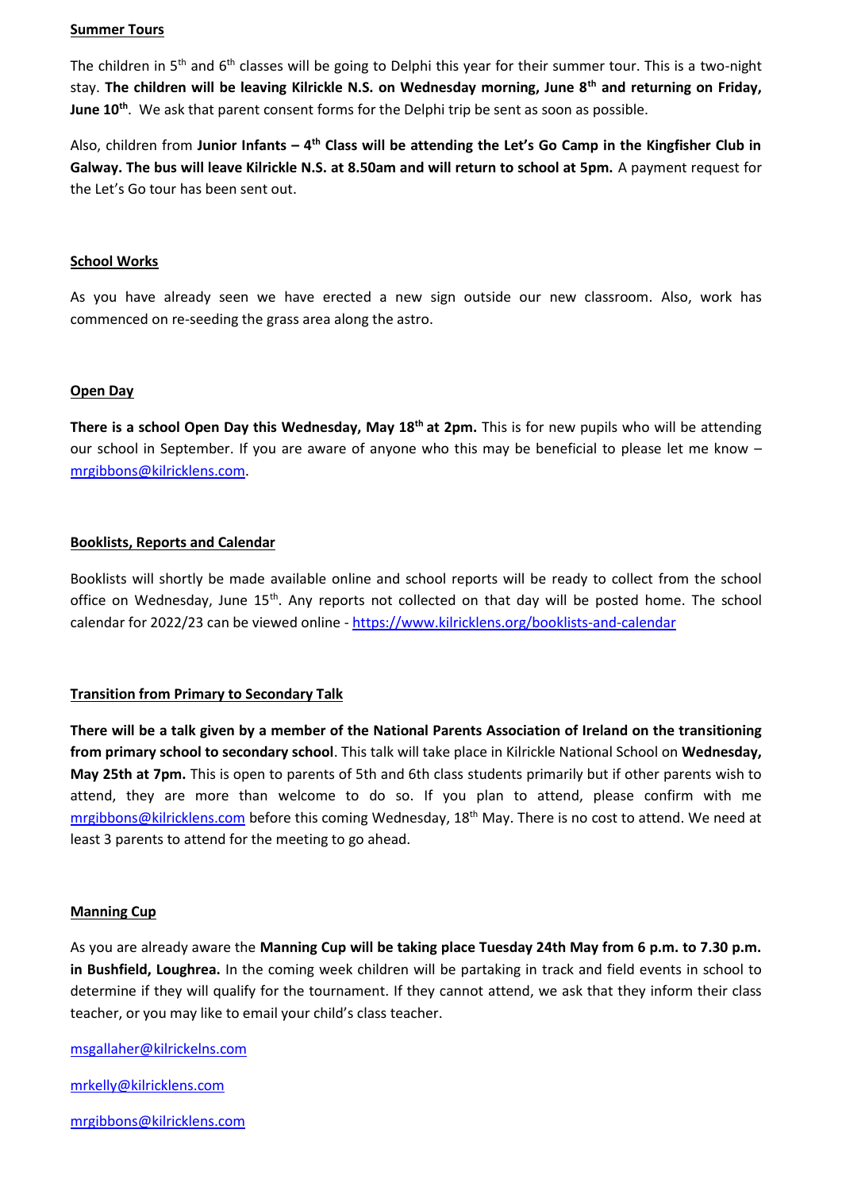**Summer Tours**

The children in 5th and 6th classes will be going to Delphi this year for their summer tour. This is a two-night stay. **The children will be leaving Kilrickle N.S. on Wednesday morning, June 8th and returning on Friday, June 10th**. We ask that parent consent forms for the Delphi trip be sent as soon as possible.

Also, children from **Junior Infants – 4th Class will be attending the Let's Go Camp in the Kingfisher Club in Galway. The bus will leave Kilrickle N.S. at 8.50am and will return to school at 5pm.** A payment request for the Let's Go tour has been sent out.

**School Works**

As you have already seen we have erected a new sign outside our new classroom. Also, work has commenced on re-seeding the grass area along the astro.

**Open Day**

**There is a school Open Day this Wednesday, May 18th at 2pm.** This is for new pupils who will be attending our school in September. If you are aware of anyone who this may be beneficial to please let me know – mrgibbons@kilricklens.com.

**Booklists, Reports and Calendar**

Booklists will shortly be made available online and school reports will be ready to collect from the school office on Wednesday, June 15th. Any reports not collected on that day will be posted home. The school calendar for 2022/23 can be viewed online - https://www.kilricklens.org/booklists-and-calendar

**Transition from Primary to Secondary Talk**

**There will be a talk given by a member of the National Parents Association of Ireland on the transitioning from primary school to secondary school**. This talk will take place in Kilrickle National School on **Wednesday, May 25th at 7pm.** This is open to parents of 5th and 6th class students primarily but if other parents wish to attend, they are more than welcome to do so. If you plan to attend, please confirm with me mrgibbons@kilricklens.com before this coming Wednesday, 18th May. There is no cost to attend. We need at least 3 parents to attend for the meeting to go ahead.

**Manning Cup**

As you are already aware the **Manning Cup will be taking place Tuesday 24th May from 6 p.m. to 7.30 p.m. in Bushfield, Loughrea.** In the coming week children will be partaking in track and field events in school to determine if they will qualify for the tournament. If they cannot attend, we ask that they inform their class teacher, or you may like to email your child's class teacher.

msgallaher@kilrickelns.com

mrkelly@kilricklens.com

mrgibbons@kilricklens.com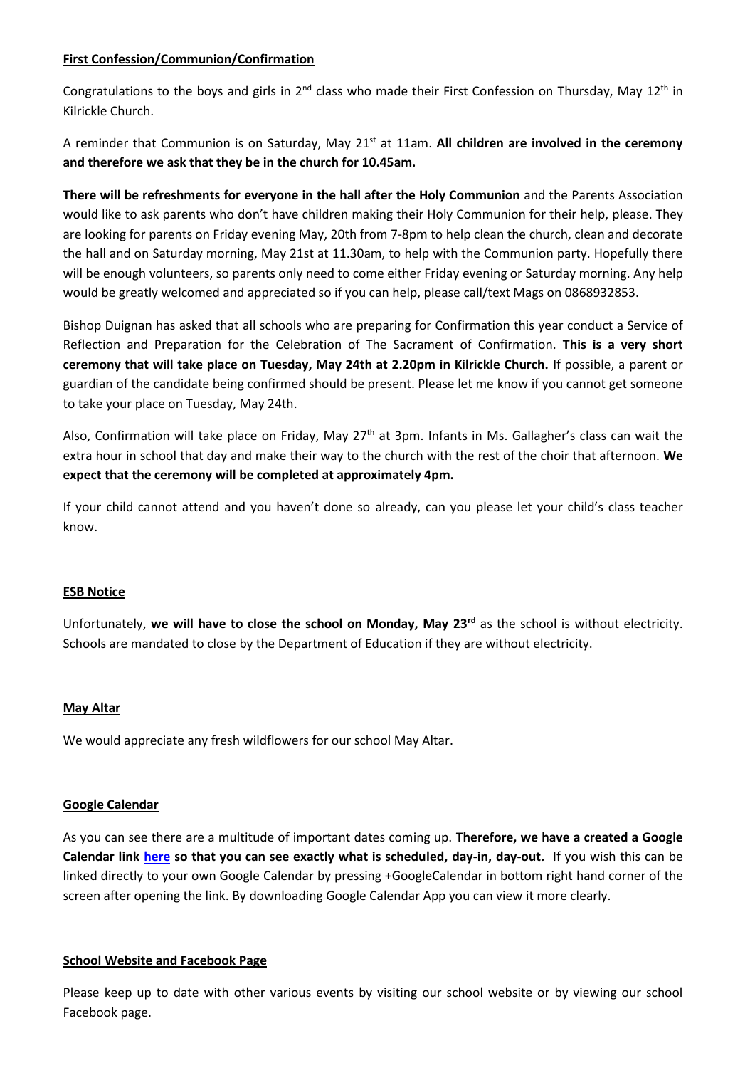**First Confession/Communion/Confirmation**

Congratulations to the boys and girls in 2nd class who made their First Confession on Thursday, May 12th in Kilrickle Church.

A reminder that Communion is on Saturday, May 21st at 11am. **All children are involved in the ceremony and therefore we ask that they be in the church for 10.45am.**

**There will be refreshments for everyone in the hall after the Holy Communion** and the Parents Association would like to ask parents who don't have children making their Holy Communion for their help, please. They are looking for parents on Friday evening May, 20th from 7-8pm to help clean the church, clean and decorate the hall and on Saturday morning, May 21st at 11.30am, to help with the Communion party. Hopefully there will be enough volunteers, so parents only need to come either Friday evening or Saturday morning. Any help would be greatly welcomed and appreciated so if you can help, please call/text Mags on 0868932853.

Bishop Duignan has asked that all schools who are preparing for Confirmation this year conduct a Service of Reflection and Preparation for the Celebration of The Sacrament of Confirmation. **This is a very short ceremony that will take place on Tuesday, May 24th at 2.20pm in Kilrickle Church.** If possible, a parent or guardian of the candidate being confirmed should be present. Please let me know if you cannot get someone to take your place on Tuesday, May 24th.

Also, Confirmation will take place on Friday, May 27th at 3pm. Infants in Ms. Gallagher's class can wait the extra hour in school that day and make their way to the church with the rest of the choir that afternoon. **We expect that the ceremony will be completed at approximately 4pm.**

If your child cannot attend and you haven't done so already, can you please let your child's class teacher know.

**ESB Notice**

Unfortunately, **we will have to close the school on Monday, May 23rd** as the school is without electricity. Schools are mandated to close by the Department of Education if they are without electricity.

**May Altar**

We would appreciate any fresh wildflowers for our school May Altar.

**Google Calendar**

As you can see there are a multitude of important dates coming up. **Therefore, we have a created a Google Calendar link here so that you can see exactly what is scheduled, day-in, day-out.** If you wish this can be linked directly to your own Google Calendar by pressing +GoogleCalendar in bottom right hand corner of the screen after opening the link. By downloading Google Calendar App you can view it more clearly.

**School Website and Facebook Page**

Please keep up to date with other various events by visiting our school website or by viewing our school Facebook page.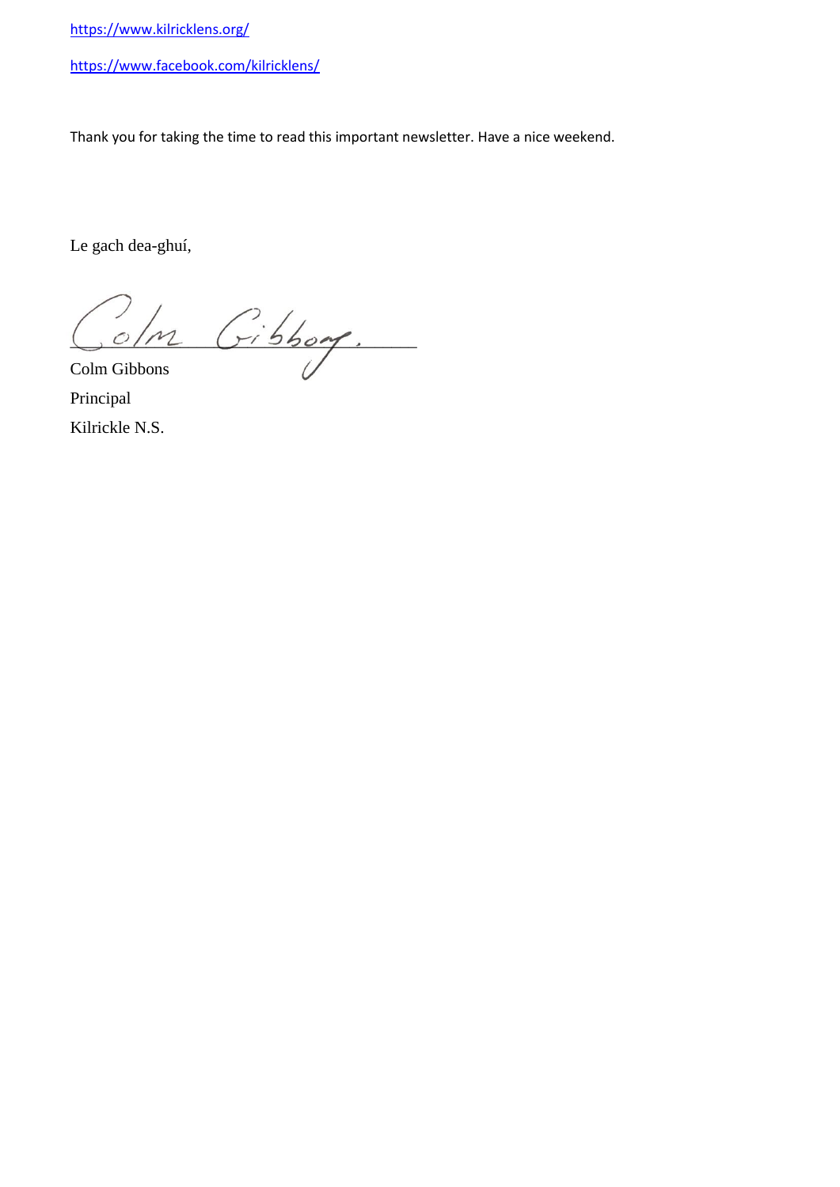https://www.kilricklens.org/

https://www.facebook.com/kilricklens/

Thank you for taking the time to read this important newsletter. Have a nice weekend.

Le gach dea-ghuí,

Colm Gibbons

Principal

Kilrickle N.S.